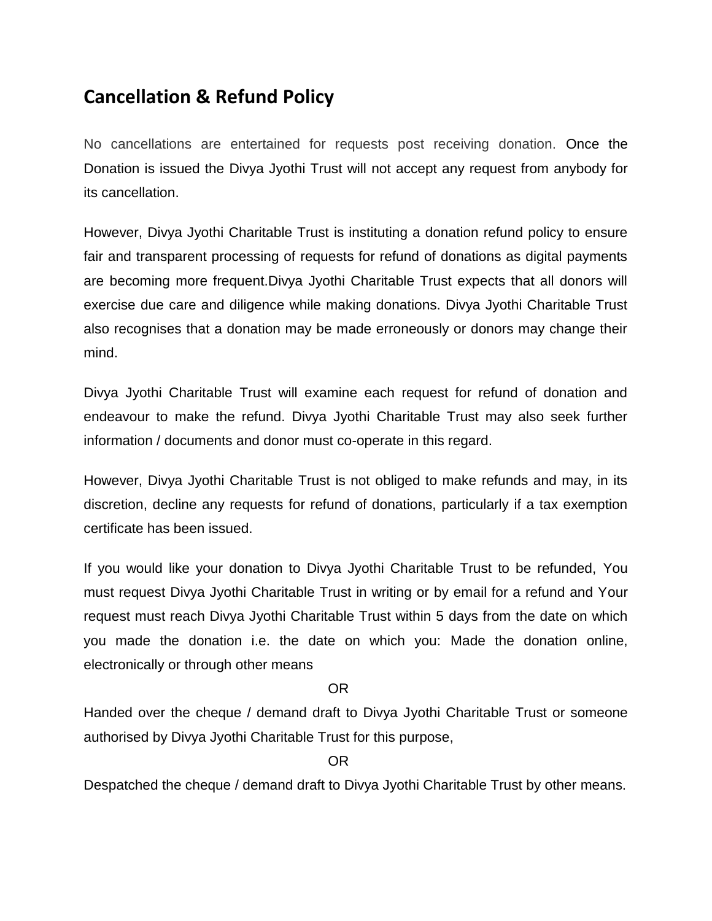# Cancellation & Refund Policy

No cancellations are entertained for requests post receiving donation. Once the Donation is issued the Divya Jyothi Trust will not accept any request from anybody for its cancellation.

However, Divya Jyothi Charitable Trust is instituting a donation refund policy to ensure fair and transparent processing of requests for refund of donations as digital payments are becoming more frequent.Divya Jyothi Charitable Trust expects that all donors will exercise due care and diligence while making donations. Divya Jyothi Charitable Trust also recognises that a donation may be made erroneously or donors may change their mind.

Divya Jyothi Charitable Trust will examine each request for refund of donation and endeavour to make the refund. Divya Jyothi Charitable Trust may also seek further information / documents and donor must co-operate in this regard.

However, Divya Jyothi Charitable Trust is not obliged to make refunds and may, in its discretion, decline any requests for refund of donations, particularly if a tax exemption certificate has been issued.

If you would like your donation to Divya Jyothi Charitable Trust to be refunded, You must request Divya Jyothi Charitable Trust in writing or by email for a refund and Your request must reach Divya Jyothi Charitable Trust within 5 days from the date on which you made the donation i.e. the date on which you: Made the donation online, electronically or through other means

OR

Handed over the cheque / demand draft to Divya Jyothi Charitable Trust or someone authorised by Divya Jyothi Charitable Trust for this purpose,

OR

Despatched the cheque / demand draft to Divya Jyothi Charitable Trust by other means.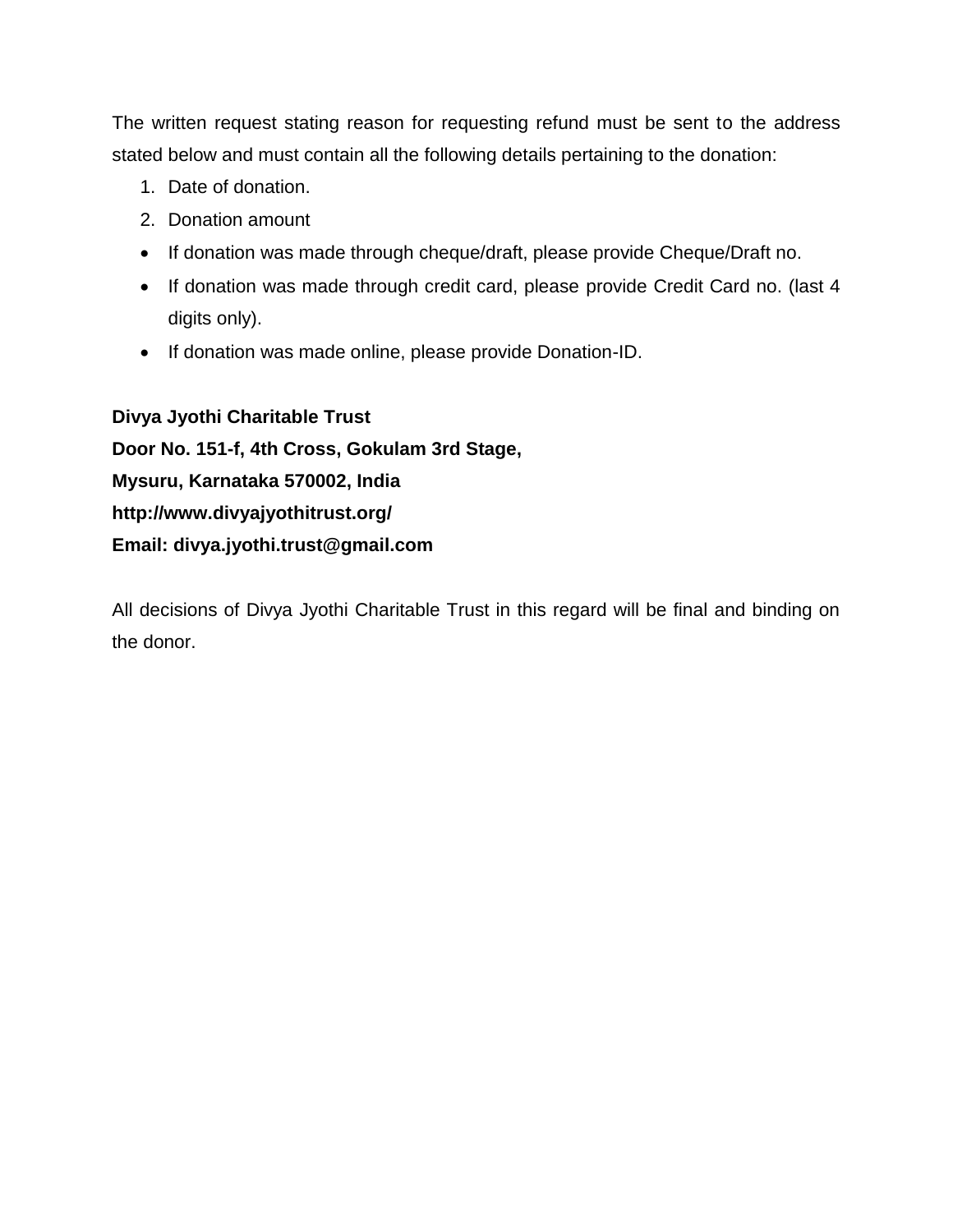The written request stating reason for requesting refund must be sent to the address stated below and must contain all the following details pertaining to the donation:

1. Date of donation.
2. Donation amount

- If donation was made through cheque/draft, please provide Cheque/Draft no.
- If donation was made through credit card, please provide Credit Card no. (last 4 digits only).
- If donation was made online, please provide Donation-ID.

**Divya Jyothi Charitable Trust**
**Door No. 151-f, 4th Cross, Gokulam 3rd Stage,**
**Mysuru, Karnataka 570002, India**
**http://www.divyajyothitrust.org/**
**Email: divya.jyothi.trust@gmail.com**

All decisions of Divya Jyothi Charitable Trust in this regard will be final and binding on the donor.